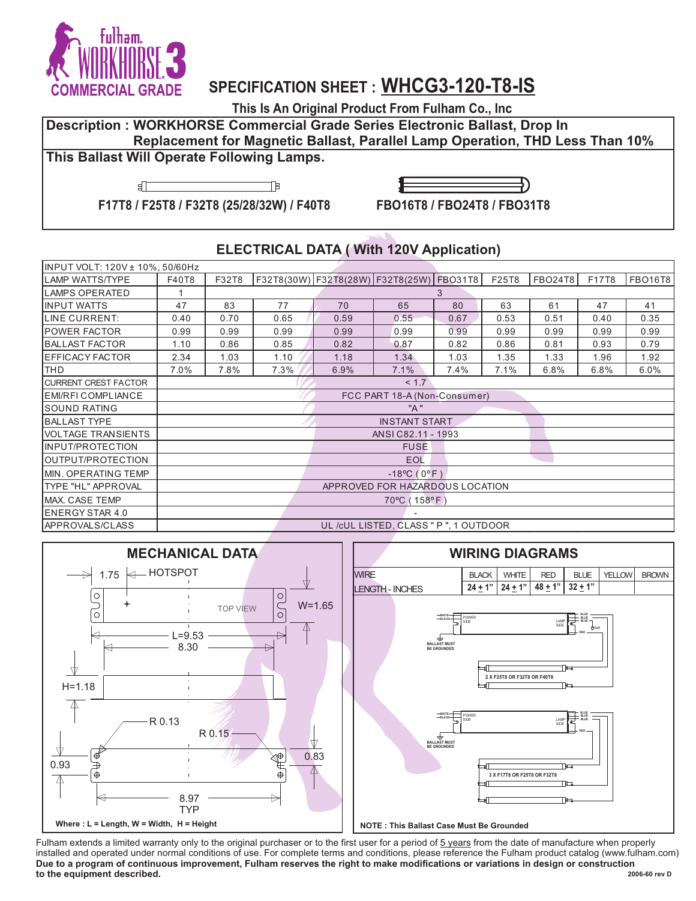# SPECIFICATION SHEET : WHCG3-120-T8-IS

Fulham. WORKHORSE 3 COMMERCIAL GRADE

**This Is An Original Product From Fulham Co., Inc**

**Description : WORKHORSE Commercial Grade Series Electronic Ballast, Drop In Replacement for Magnetic Ballast, Parallel Lamp Operation, THD Less Than 10%**

**This Ballast Will Operate Following Lamps.**

**F17T8 / F25T8 / F32T8 (25/28/32W) / F40T8**

**FBO16T8 / FBO24T8 / FBO31T8**

## ELECTRICAL DATA ( With 120V Application)

| INPUT VOLT: 120V ± 10%, 50/60Hz | | | | | | | | | | |
|---|---|---|---|---|---|---|---|---|---|---|
| LAMP WATTS/TYPE | F40T8 | F32T8 | F32T8(30W) | F32T8(28W) | F32T8(25W) | FBO31T8 | F25T8 | FBO24T8 | F17T8 | FBO16T8 |
| LAMPS OPERATED | 1 | 3 | | | | | | | | |
| INPUT WATTS | 47 | 83 | 77 | 70 | 65 | 80 | 63 | 61 | 47 | 41 |
| LINE CURRENT: | 0.40 | 0.70 | 0.65 | 0.59 | 0.55 | 0.67 | 0.53 | 0.51 | 0.40 | 0.35 |
| POWER FACTOR | 0.99 | 0.99 | 0.99 | 0.99 | 0.99 | 0.99 | 0.99 | 0.99 | 0.99 | 0.99 |
| BALLAST FACTOR | 1.10 | 0.86 | 0.85 | 0.82 | 0.87 | 0.82 | 0.86 | 0.81 | 0.93 | 0.79 |
| EFFICACY FACTOR | 2.34 | 1.03 | 1.10 | 1.18 | 1.34 | 1.03 | 1.35 | 1.33 | 1.96 | 1.92 |
| THD | 7.0% | 7.8% | 7.3% | 6.9% | 7.1% | 7.4% | 7.1% | 6.8% | 6.8% | 6.0% |
| CURRENT CREST FACTOR | < 1.7 | | | | | | | | | |
| EMI/RFI COMPLIANCE | FCC PART 18-A (Non-Consumer) | | | | | | | | | |
| SOUND RATING | "A" | | | | | | | | | |
| BALLAST TYPE | INSTANT START | | | | | | | | | |
| VOLTAGE TRANSIENTS | ANSI C82.11 - 1993 | | | | | | | | | |
| INPUT/PROTECTION | FUSE | | | | | | | | | |
| OUTPUT/PROTECTION | EOL | | | | | | | | | |
| MIN. OPERATING TEMP | -18ºC ( 0ºF ) | | | | | | | | | |
| TYPE "HL" APPROVAL | APPROVED FOR HAZARDOUS LOCATION | | | | | | | | | |
| MAX. CASE TEMP | 70ºC ( 158ºF ) | | | | | | | | | |
| ENERGY STAR 4.0 | - | | | | | | | | | |
| APPROVALS/CLASS | UL /cUL LISTED, CLASS " P ", 1 OUTDOOR | | | | | | | | | |

## MECHANICAL DATA

1.75 HOTSPOT, TOP VIEW, W=1.65, L=9.53, 8.30, H=1.18, R 0.13, R 0.15, 0.93, 0.83, 8.97 TYP

**Where : L = Length, W = Width, H = Height**

## WIRING DIAGRAMS

| WIRE | BLACK | WHITE | RED | BLUE | YELLOW | BROWN |
|---|---|---|---|---|---|---|
| LENGTH - INCHES | 24 ± 1" | 24 ± 1" | 48 ± 1" | 32 ± 1" | | |

WHITE, BLACK, POWER SIDE, LAMP SIDE, BLUE, BLUE, BLUE, CAP, RED, BALLAST MUST BE GROUNDED

2 X F25T8 OR F32T8 OR F40T8

WHITE, BLACK, POWER SIDE, LAMP SIDE, BLUE, BLUE, BLUE, RED, BALLAST MUST BE GROUNDED

3 X F17T8 OR F25T8 OR F32T8

**NOTE : This Ballast Case Must Be Grounded**

Fulham extends a limited warranty only to the original purchaser or to the first user for a period of 5 years from the date of manufacture when properly installed and operated under normal conditions of use. For complete terms and conditions, please reference the Fulham product catalog (www.fulham.com)

**Due to a program of continuous improvement, Fulham reserves the right to make modifications or variations in design or construction to the equipment described.**

2006-60 rev D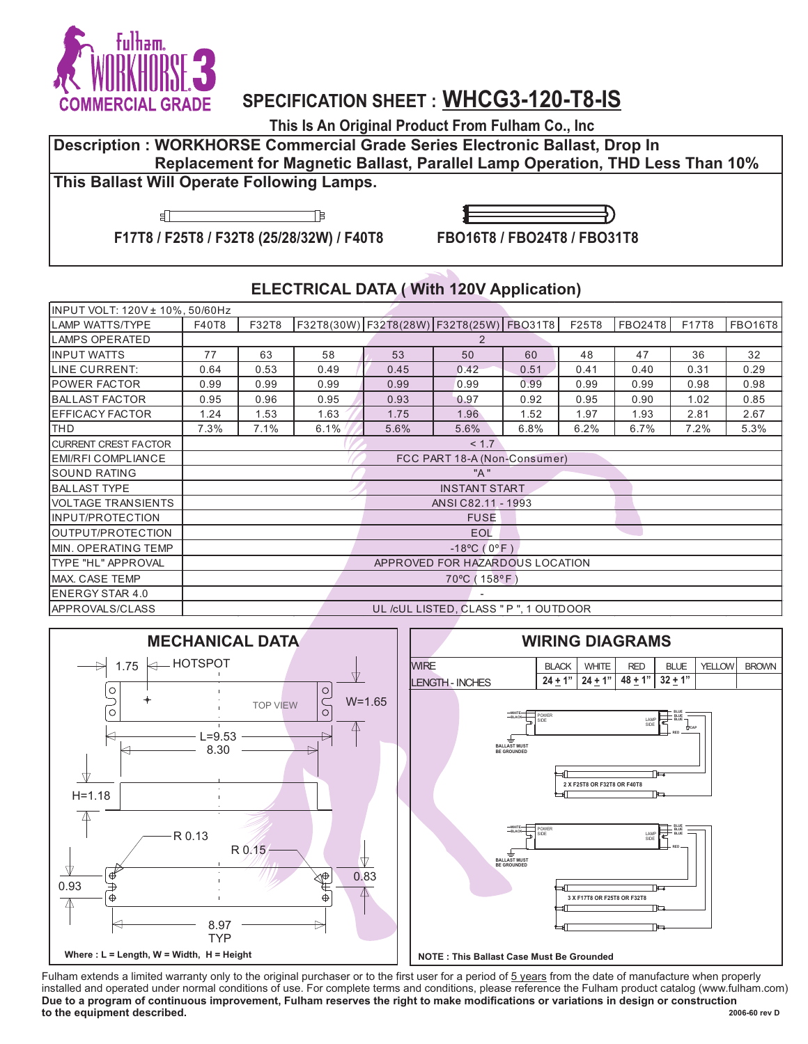# SPECIFICATION SHEET : WHCG3-120-T8-IS

**This Is An Original Product From Fulham Co., Inc**

**Description : WORKHORSE Commercial Grade Series Electronic Ballast, Drop In Replacement for Magnetic Ballast, Parallel Lamp Operation, THD Less Than 10%**

**This Ballast Will Operate Following Lamps.**

**F17T8 / F25T8 / F32T8 (25/28/32W) / F40T8**

**FBO16T8 / FBO24T8 / FBO31T8**

## ELECTRICAL DATA ( With 120V Application)

| INPUT VOLT: 120V ± 10%, 50/60Hz | | | | | | | | | | |
|---|---|---|---|---|---|---|---|---|---|---|
| LAMP WATTS/TYPE | F40T8 | F32T8 | F32T8(30W) | F32T8(28W) | F32T8(25W) | FBO31T8 | F25T8 | FBO24T8 | F17T8 | FBO16T8 |
| LAMPS OPERATED | 2 | | | | | | | | | |
| INPUT WATTS | 77 | 63 | 58 | 53 | 50 | 60 | 48 | 47 | 36 | 32 |
| LINE CURRENT: | 0.64 | 0.53 | 0.49 | 0.45 | 0.42 | 0.51 | 0.41 | 0.40 | 0.31 | 0.29 |
| POWER FACTOR | 0.99 | 0.99 | 0.99 | 0.99 | 0.99 | 0.99 | 0.99 | 0.99 | 0.98 | 0.98 |
| BALLAST FACTOR | 0.95 | 0.96 | 0.95 | 0.93 | 0.97 | 0.92 | 0.95 | 0.90 | 1.02 | 0.85 |
| EFFICACY FACTOR | 1.24 | 1.53 | 1.63 | 1.75 | 1.96 | 1.52 | 1.97 | 1.93 | 2.81 | 2.67 |
| THD | 7.3% | 7.1% | 6.1% | 5.6% | 5.6% | 6.8% | 6.2% | 6.7% | 7.2% | 5.3% |
| CURRENT CREST FACTOR | < 1.7 | | | | | | | | | |
| EMI/RFI COMPLIANCE | FCC PART 18-A (Non-Consumer) | | | | | | | | | |
| SOUND RATING | "A" | | | | | | | | | |
| BALLAST TYPE | INSTANT START | | | | | | | | | |
| VOLTAGE TRANSIENTS | ANSI C82.11 - 1993 | | | | | | | | | |
| INPUT/PROTECTION | FUSE | | | | | | | | | |
| OUTPUT/PROTECTION | EOL | | | | | | | | | |
| MIN. OPERATING TEMP | -18ºC ( 0ºF ) | | | | | | | | | |
| TYPE "HL" APPROVAL | APPROVED FOR HAZARDOUS LOCATION | | | | | | | | | |
| MAX. CASE TEMP | 70ºC ( 158ºF ) | | | | | | | | | |
| ENERGY STAR 4.0 | - | | | | | | | | | |
| APPROVALS/CLASS | UL /cUL LISTED, CLASS " P ", 1 OUTDOOR | | | | | | | | | |

## MECHANICAL DATA

1.75 HOTSPOT

TOP VIEW

W=1.65

L=9.53

8.30

H=1.18

R 0.13

R 0.15

0.93

0.83

8.97 TYP

**Where : L = Length, W = Width, H = Height**

## WIRING DIAGRAMS

| WIRE | BLACK | WHITE | RED | BLUE | YELLOW | BROWN |
|---|---|---|---|---|---|---|
| LENGTH - INCHES | 24 ± 1" | 24 ± 1" | 48 ± 1" | 32 ± 1" | | |

WHITE, BLACK, POWER SIDE, LAMP SIDE, BLUE, BLUE, BLUE, CAP, RED

BALLAST MUST BE GROUNDED

2 X F25T8 OR F32T8 OR F40T8

WHITE, BLACK, POWER SIDE, LAMP SIDE, BLUE, BLUE, BLUE, RED

BALLAST MUST BE GROUNDED

3 X F17T8 OR F25T8 OR F32T8

**NOTE : This Ballast Case Must Be Grounded**

Fulham extends a limited warranty only to the original purchaser or to the first user for a period of 5 years from the date of manufacture when properly installed and operated under normal conditions of use. For complete terms and conditions, please reference the Fulham product catalog (www.fulham.com)

**Due to a program of continuous improvement, Fulham reserves the right to make modifications or variations in design or construction to the equipment described.**

2006-60 rev D